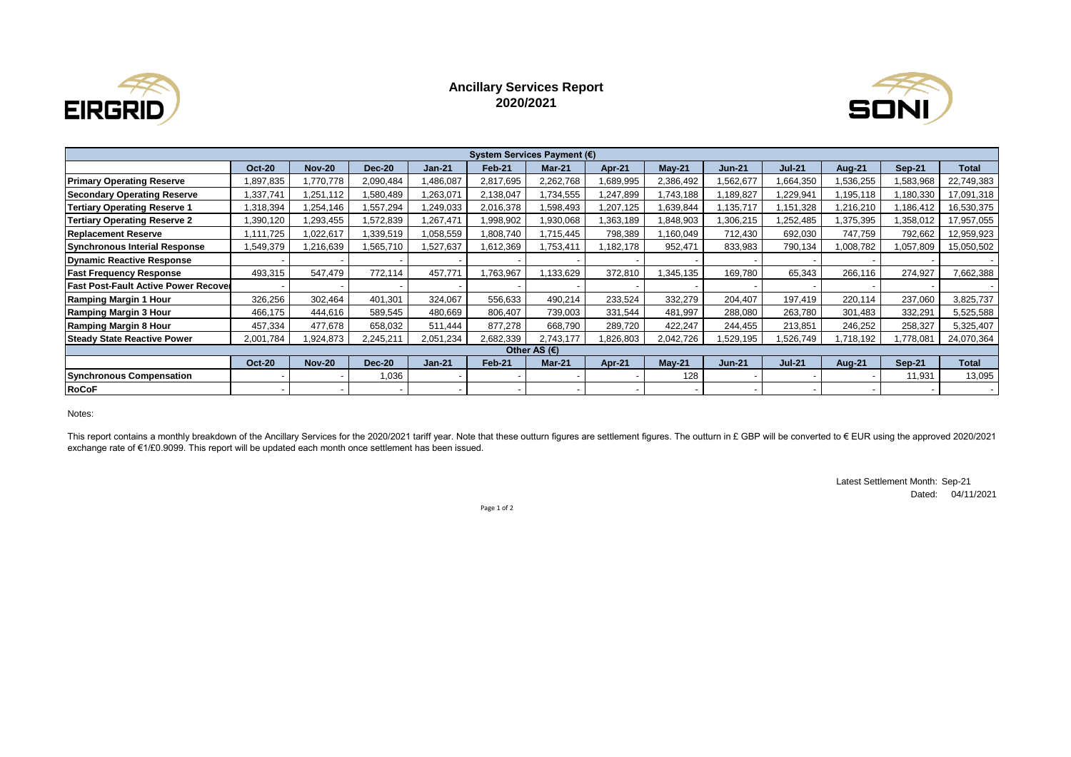# Ancillary Services Report
## 2020/2021

| System Services Payment (€) | | | | | | | | | | | | | |
|---|---|---|---|---|---|---|---|---|---|---|---|---|---|
| | Oct-20 | Nov-20 | Dec-20 | Jan-21 | Feb-21 | Mar-21 | Apr-21 | May-21 | Jun-21 | Jul-21 | Aug-21 | Sep-21 | Total |
| **Primary Operating Reserve** | 1,897,835 | 1,770,778 | 2,090,484 | 1,486,087 | 2,817,695 | 2,262,768 | 1,689,995 | 2,386,492 | 1,562,677 | 1,664,350 | 1,536,255 | 1,583,968 | 22,749,383 |
| **Secondary Operating Reserve** | 1,337,741 | 1,251,112 | 1,580,489 | 1,263,071 | 2,138,047 | 1,734,555 | 1,247,899 | 1,743,188 | 1,189,827 | 1,229,941 | 1,195,118 | 1,180,330 | 17,091,318 |
| **Tertiary Operating Reserve 1** | 1,318,394 | 1,254,146 | 1,557,294 | 1,249,033 | 2,016,378 | 1,598,493 | 1,207,125 | 1,639,844 | 1,135,717 | 1,151,328 | 1,216,210 | 1,186,412 | 16,530,375 |
| **Tertiary Operating Reserve 2** | 1,390,120 | 1,293,455 | 1,572,839 | 1,267,471 | 1,998,902 | 1,930,068 | 1,363,189 | 1,848,903 | 1,306,215 | 1,252,485 | 1,375,395 | 1,358,012 | 17,957,055 |
| **Replacement Reserve** | 1,111,725 | 1,022,617 | 1,339,519 | 1,058,559 | 1,808,740 | 1,715,445 | 798,389 | 1,160,049 | 712,430 | 692,030 | 747,759 | 792,662 | 12,959,923 |
| **Synchronous Interial Response** | 1,549,379 | 1,216,639 | 1,565,710 | 1,527,637 | 1,612,369 | 1,753,411 | 1,182,178 | 952,471 | 833,983 | 790,134 | 1,008,782 | 1,057,809 | 15,050,502 |
| **Dynamic Reactive Response** | - | - | - | - | - | - | - | - | - | - | - | - | - |
| **Fast Frequency Response** | 493,315 | 547,479 | 772,114 | 457,771 | 1,763,967 | 1,133,629 | 372,810 | 1,345,135 | 169,780 | 65,343 | 266,116 | 274,927 | 7,662,388 |
| **Fast Post-Fault Active Power Recover** | - | - | - | - | - | - | - | - | - | - | - | - | - |
| **Ramping Margin 1 Hour** | 326,256 | 302,464 | 401,301 | 324,067 | 556,633 | 490,214 | 233,524 | 332,279 | 204,407 | 197,419 | 220,114 | 237,060 | 3,825,737 |
| **Ramping Margin 3 Hour** | 466,175 | 444,616 | 589,545 | 480,669 | 806,407 | 739,003 | 331,544 | 481,997 | 288,080 | 263,780 | 301,483 | 332,291 | 5,525,588 |
| **Ramping Margin 8 Hour** | 457,334 | 477,678 | 658,032 | 511,444 | 877,278 | 668,790 | 289,720 | 422,247 | 244,455 | 213,851 | 246,252 | 258,327 | 5,325,407 |
| **Steady State Reactive Power** | 2,001,784 | 1,924,873 | 2,245,211 | 2,051,234 | 2,682,339 | 2,743,177 | 1,826,803 | 2,042,726 | 1,529,195 | 1,526,749 | 1,718,192 | 1,778,081 | 24,070,364 |
| **Other AS (€)** | | | | | | | | | | | | | |
| | Oct-20 | Nov-20 | Dec-20 | Jan-21 | Feb-21 | Mar-21 | Apr-21 | May-21 | Jun-21 | Jul-21 | Aug-21 | Sep-21 | Total |
| **Synchronous Compensation** | - | - | 1,036 | - | - | - | - | 128 | - | - | - | 11,931 | 13,095 |
| **RoCoF** | - | - | - | - | - | - | - | - | - | - | - | - | - |

Notes:

This report contains a monthly breakdown of the Ancillary Services for the 2020/2021 tariff year. Note that these outturn figures are settlement figures. The outturn in £ GBP will be converted to € EUR using the approved 2020/2021 exchange rate of €1/£0.9099. This report will be updated each month once settlement has been issued.

Latest Settlement Month: Sep-21
Dated: 04/11/2021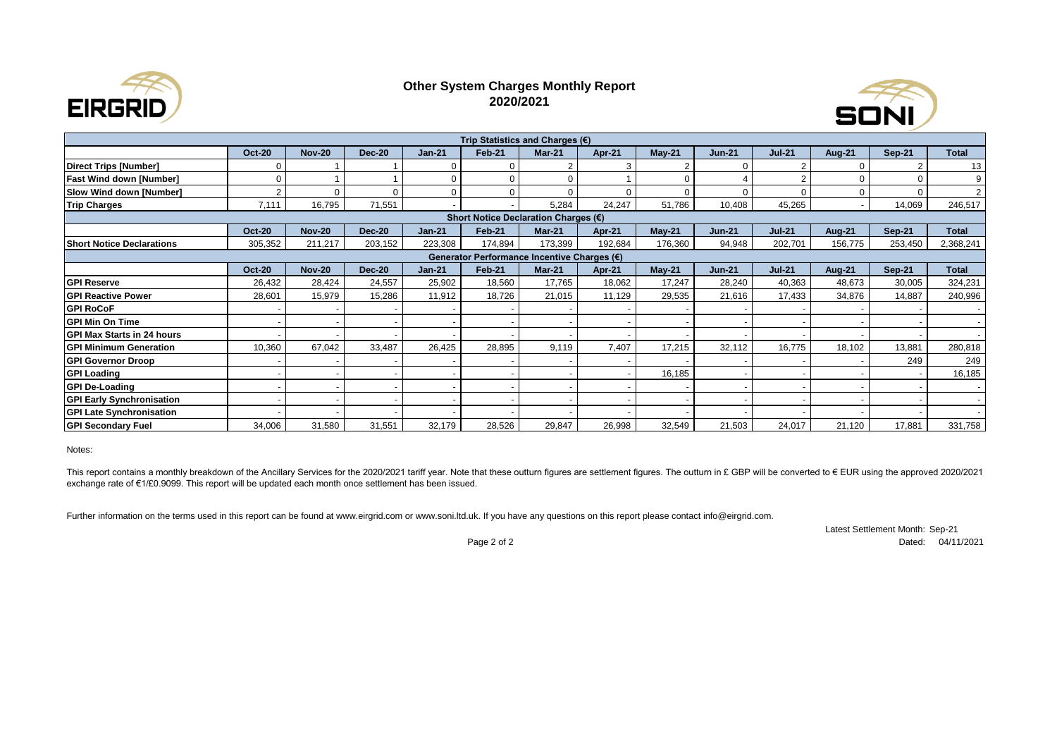# Other System Charges Monthly Report
## 2020/2021

| Trip Statistics and Charges (€) | | | | | | | | | | | | | |
|---|---|---|---|---|---|---|---|---|---|---|---|---|---|
| | **Oct-20** | **Nov-20** | **Dec-20** | **Jan-21** | **Feb-21** | **Mar-21** | **Apr-21** | **May-21** | **Jun-21** | **Jul-21** | **Aug-21** | **Sep-21** | **Total** |
| **Direct Trips [Number]** | 0 | 1 | 1 | 0 | 0 | 2 | 3 | 2 | 0 | 2 | 0 | 2 | 13 |
| **Fast Wind down [Number]** | 0 | 1 | 1 | 0 | 0 | 0 | 1 | 0 | 4 | 2 | 0 | 0 | 9 |
| **Slow Wind down [Number]** | 2 | 0 | 0 | 0 | 0 | 0 | 0 | 0 | 0 | 0 | 0 | 0 | 2 |
| **Trip Charges** | 7,111 | 16,795 | 71,551 | - | - | 5,284 | 24,247 | 51,786 | 10,408 | 45,265 | - | 14,069 | 246,517 |
| **Short Notice Declaration Charges (€)** | | | | | | | | | | | | | |
| | **Oct-20** | **Nov-20** | **Dec-20** | **Jan-21** | **Feb-21** | **Mar-21** | **Apr-21** | **May-21** | **Jun-21** | **Jul-21** | **Aug-21** | **Sep-21** | **Total** |
| **Short Notice Declarations** | 305,352 | 211,217 | 203,152 | 223,308 | 174,894 | 173,399 | 192,684 | 176,360 | 94,948 | 202,701 | 156,775 | 253,450 | 2,368,241 |
| **Generator Performance Incentive Charges (€)** | | | | | | | | | | | | | |
| | **Oct-20** | **Nov-20** | **Dec-20** | **Jan-21** | **Feb-21** | **Mar-21** | **Apr-21** | **May-21** | **Jun-21** | **Jul-21** | **Aug-21** | **Sep-21** | **Total** |
| **GPI Reserve** | 26,432 | 28,424 | 24,557 | 25,902 | 18,560 | 17,765 | 18,062 | 17,247 | 28,240 | 40,363 | 48,673 | 30,005 | 324,231 |
| **GPI Reactive Power** | 28,601 | 15,979 | 15,286 | 11,912 | 18,726 | 21,015 | 11,129 | 29,535 | 21,616 | 17,433 | 34,876 | 14,887 | 240,996 |
| **GPI RoCoF** | - | - | - | - | - | - | - | - | - | - | - | - | - |
| **GPI Min On Time** | - | - | - | - | - | - | - | - | - | - | - | - | - |
| **GPI Max Starts in 24 hours** | - | - | - | - | - | - | - | - | - | - | - | - | - |
| **GPI Minimum Generation** | 10,360 | 67,042 | 33,487 | 26,425 | 28,895 | 9,119 | 7,407 | 17,215 | 32,112 | 16,775 | 18,102 | 13,881 | 280,818 |
| **GPI Governor Droop** | - | - | - | - | - | - | - | - | - | - | - | 249 | 249 |
| **GPI Loading** | - | - | - | - | - | - | - | 16,185 | - | - | - | - | 16,185 |
| **GPI De-Loading** | - | - | - | - | - | - | - | - | - | - | - | - | - |
| **GPI Early Synchronisation** | - | - | - | - | - | - | - | - | - | - | - | - | - |
| **GPI Late Synchronisation** | - | - | - | - | - | - | - | - | - | - | - | - | - |
| **GPI Secondary Fuel** | 34,006 | 31,580 | 31,551 | 32,179 | 28,526 | 29,847 | 26,998 | 32,549 | 21,503 | 24,017 | 21,120 | 17,881 | 331,758 |

Notes:

This report contains a monthly breakdown of the Ancillary Services for the 2020/2021 tariff year. Note that these outturn figures are settlement figures. The outturn in £ GBP will be converted to € EUR using the approved 2020/2021 exchange rate of €1/£0.9099. This report will be updated each month once settlement has been issued.

Further information on the terms used in this report can be found at www.eirgrid.com or www.soni.ltd.uk. If you have any questions on this report please contact info@eirgrid.com.

Latest Settlement Month: Sep-21

Dated: 04/11/2021